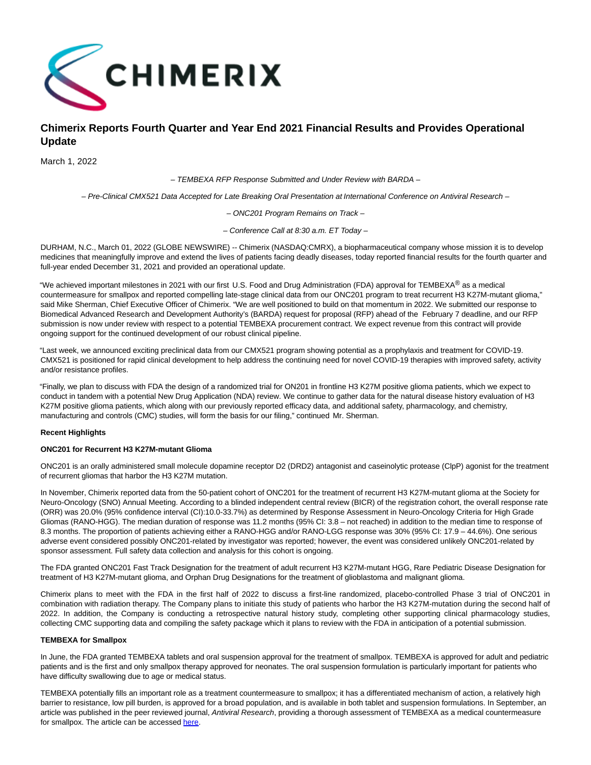# Chimerix Reports Fourth Quarter and Year End 2021 Financial Results and Provides Operational Update

March 1, 2022

*– TEMBEXA RFP Response Submitted and Under Review with BARDA –*

*– Pre-Clinical CMX521 Data Accepted for Late Breaking Oral Presentation at International Conference on Antiviral Research –*

*– ONC201 Program Remains on Track –*

*– Conference Call at 8:30 a.m. ET Today –*

DURHAM, N.C., March 01, 2022 (GLOBE NEWSWIRE) -- Chimerix (NASDAQ:CMRX), a biopharmaceutical company whose mission it is to develop medicines that meaningfully improve and extend the lives of patients facing deadly diseases, today reported financial results for the fourth quarter and full-year ended December 31, 2021 and provided an operational update.

"We achieved important milestones in 2021 with our first U.S. Food and Drug Administration (FDA) approval for TEMBEXA® as a medical countermeasure for smallpox and reported compelling late-stage clinical data from our ONC201 program to treat recurrent H3 K27M-mutant glioma," said Mike Sherman, Chief Executive Officer of Chimerix. "We are well positioned to build on that momentum in 2022. We submitted our response to Biomedical Advanced Research and Development Authority's (BARDA) request for proposal (RFP) ahead of the February 7 deadline, and our RFP submission is now under review with respect to a potential TEMBEXA procurement contract. We expect revenue from this contract will provide ongoing support for the continued development of our robust clinical pipeline.

"Last week, we announced exciting preclinical data from our CMX521 program showing potential as a prophylaxis and treatment for COVID-19. CMX521 is positioned for rapid clinical development to help address the continuing need for novel COVID-19 therapies with improved safety, activity and/or resistance profiles.

"Finally, we plan to discuss with FDA the design of a randomized trial for ON201 in frontline H3 K27M positive glioma patients, which we expect to conduct in tandem with a potential New Drug Application (NDA) review. We continue to gather data for the natural disease history evaluation of H3 K27M positive glioma patients, which along with our previously reported efficacy data, and additional safety, pharmacology, and chemistry, manufacturing and controls (CMC) studies, will form the basis for our filing," continued Mr. Sherman.

**Recent Highlights**

**ONC201 for Recurrent H3 K27M-mutant Glioma**

ONC201 is an orally administered small molecule dopamine receptor D2 (DRD2) antagonist and caseinolytic protease (ClpP) agonist for the treatment of recurrent gliomas that harbor the H3 K27M mutation.

In November, Chimerix reported data from the 50-patient cohort of ONC201 for the treatment of recurrent H3 K27M-mutant glioma at the Society for Neuro-Oncology (SNO) Annual Meeting. According to a blinded independent central review (BICR) of the registration cohort, the overall response rate (ORR) was 20.0% (95% confidence interval (CI):10.0-33.7%) as determined by Response Assessment in Neuro-Oncology Criteria for High Grade Gliomas (RANO-HGG). The median duration of response was 11.2 months (95% CI: 3.8 – not reached) in addition to the median time to response of 8.3 months. The proportion of patients achieving either a RANO-HGG and/or RANO-LGG response was 30% (95% CI: 17.9 – 44.6%). One serious adverse event considered possibly ONC201-related by investigator was reported; however, the event was considered unlikely ONC201-related by sponsor assessment. Full safety data collection and analysis for this cohort is ongoing.

The FDA granted ONC201 Fast Track Designation for the treatment of adult recurrent H3 K27M-mutant HGG, Rare Pediatric Disease Designation for treatment of H3 K27M-mutant glioma, and Orphan Drug Designations for the treatment of glioblastoma and malignant glioma.

Chimerix plans to meet with the FDA in the first half of 2022 to discuss a first-line randomized, placebo-controlled Phase 3 trial of ONC201 in combination with radiation therapy. The Company plans to initiate this study of patients who harbor the H3 K27M-mutation during the second half of 2022. In addition, the Company is conducting a retrospective natural history study, completing other supporting clinical pharmacology studies, collecting CMC supporting data and compiling the safety package which it plans to review with the FDA in anticipation of a potential submission.

**TEMBEXA for Smallpox**

In June, the FDA granted TEMBEXA tablets and oral suspension approval for the treatment of smallpox. TEMBEXA is approved for adult and pediatric patients and is the first and only smallpox therapy approved for neonates. The oral suspension formulation is particularly important for patients who have difficulty swallowing due to age or medical status.

TEMBEXA potentially fills an important role as a treatment countermeasure to smallpox; it has a differentiated mechanism of action, a relatively high barrier to resistance, low pill burden, is approved for a broad population, and is available in both tablet and suspension formulations. In September, an article was published in the peer reviewed journal, *Antiviral Research*, providing a thorough assessment of TEMBEXA as a medical countermeasure for smallpox. The article can be accessed here.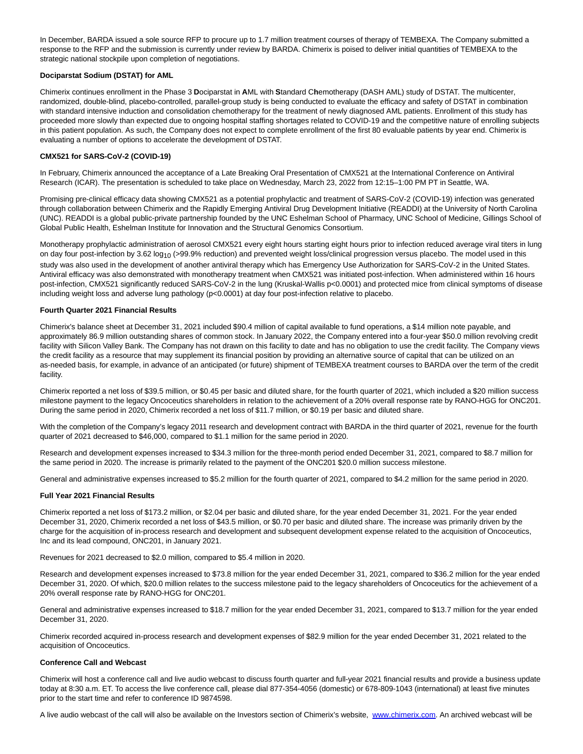In December, BARDA issued a sole source RFP to procure up to 1.7 million treatment courses of therapy of TEMBEXA. The Company submitted a response to the RFP and the submission is currently under review by BARDA. Chimerix is poised to deliver initial quantities of TEMBEXA to the strategic national stockpile upon completion of negotiations.

**Dociparstat Sodium (DSTAT) for AML**

Chimerix continues enrollment in the Phase 3 **D**ociparstat in **A**ML with **S**tandard C**h**emotherapy (DASH AML) study of DSTAT. The multicenter, randomized, double-blind, placebo-controlled, parallel-group study is being conducted to evaluate the efficacy and safety of DSTAT in combination with standard intensive induction and consolidation chemotherapy for the treatment of newly diagnosed AML patients. Enrollment of this study has proceeded more slowly than expected due to ongoing hospital staffing shortages related to COVID-19 and the competitive nature of enrolling subjects in this patient population. As such, the Company does not expect to complete enrollment of the first 80 evaluable patients by year end. Chimerix is evaluating a number of options to accelerate the development of DSTAT.

**CMX521 for SARS-CoV-2 (COVID-19)**

In February, Chimerix announced the acceptance of a Late Breaking Oral Presentation of CMX521 at the International Conference on Antiviral Research (ICAR). The presentation is scheduled to take place on Wednesday, March 23, 2022 from 12:15–1:00 PM PT in Seattle, WA.

Promising pre-clinical efficacy data showing CMX521 as a potential prophylactic and treatment of SARS-CoV-2 (COVID-19) infection was generated through collaboration between Chimerix and the Rapidly Emerging Antiviral Drug Development Initiative (READDI) at the University of North Carolina (UNC). READDI is a global public-private partnership founded by the UNC Eshelman School of Pharmacy, UNC School of Medicine, Gillings School of Global Public Health, Eshelman Institute for Innovation and the Structural Genomics Consortium.

Monotherapy prophylactic administration of aerosol CMX521 every eight hours starting eight hours prior to infection reduced average viral titers in lung on day four post-infection by 3.62 $\log_{10}$ (>99.9% reduction) and prevented weight loss/clinical progression versus placebo. The model used in this study was also used in the development of another antiviral therapy which has Emergency Use Authorization for SARS-CoV-2 in the United States. Antiviral efficacy was also demonstrated with monotherapy treatment when CMX521 was initiated post-infection. When administered within 16 hours post-infection, CMX521 significantly reduced SARS-CoV-2 in the lung (Kruskal-Wallis $p<0.0001$) and protected mice from clinical symptoms of disease including weight loss and adverse lung pathology ($p<0.0001$) at day four post-infection relative to placebo.

**Fourth Quarter 2021 Financial Results**

Chimerix's balance sheet at December 31, 2021 included $90.4 million of capital available to fund operations, a $14 million note payable, and approximately 86.9 million outstanding shares of common stock. In January 2022, the Company entered into a four-year $50.0 million revolving credit facility with Silicon Valley Bank. The Company has not drawn on this facility to date and has no obligation to use the credit facility. The Company views the credit facility as a resource that may supplement its financial position by providing an alternative source of capital that can be utilized on an as-needed basis, for example, in advance of an anticipated (or future) shipment of TEMBEXA treatment courses to BARDA over the term of the credit facility.

Chimerix reported a net loss of $39.5 million, or $0.45 per basic and diluted share, for the fourth quarter of 2021, which included a $20 million success milestone payment to the legacy Oncoceutics shareholders in relation to the achievement of a 20% overall response rate by RANO-HGG for ONC201. During the same period in 2020, Chimerix recorded a net loss of $11.7 million, or $0.19 per basic and diluted share.

With the completion of the Company's legacy 2011 research and development contract with BARDA in the third quarter of 2021, revenue for the fourth quarter of 2021 decreased to $46,000, compared to $1.1 million for the same period in 2020.

Research and development expenses increased to $34.3 million for the three-month period ended December 31, 2021, compared to $8.7 million for the same period in 2020. The increase is primarily related to the payment of the ONC201 $20.0 million success milestone.

General and administrative expenses increased to $5.2 million for the fourth quarter of 2021, compared to $4.2 million for the same period in 2020.

**Full Year 2021 Financial Results**

Chimerix reported a net loss of $173.2 million, or $2.04 per basic and diluted share, for the year ended December 31, 2021. For the year ended December 31, 2020, Chimerix recorded a net loss of $43.5 million, or $0.70 per basic and diluted share. The increase was primarily driven by the charge for the acquisition of in-process research and development and subsequent development expense related to the acquisition of Oncoceutics, Inc and its lead compound, ONC201, in January 2021.

Revenues for 2021 decreased to $2.0 million, compared to $5.4 million in 2020.

Research and development expenses increased to $73.8 million for the year ended December 31, 2021, compared to $36.2 million for the year ended December 31, 2020. Of which, $20.0 million relates to the success milestone paid to the legacy shareholders of Oncoceutics for the achievement of a 20% overall response rate by RANO-HGG for ONC201.

General and administrative expenses increased to $18.7 million for the year ended December 31, 2021, compared to $13.7 million for the year ended December 31, 2020.

Chimerix recorded acquired in-process research and development expenses of $82.9 million for the year ended December 31, 2021 related to the acquisition of Oncoceutics.

**Conference Call and Webcast**

Chimerix will host a conference call and live audio webcast to discuss fourth quarter and full-year 2021 financial results and provide a business update today at 8:30 a.m. ET. To access the live conference call, please dial 877-354-4056 (domestic) or 678-809-1043 (international) at least five minutes prior to the start time and refer to conference ID 9874598.

A live audio webcast of the call will also be available on the Investors section of Chimerix's website, [www.chimerix.com](http://www.chimerix.com). An archived webcast will be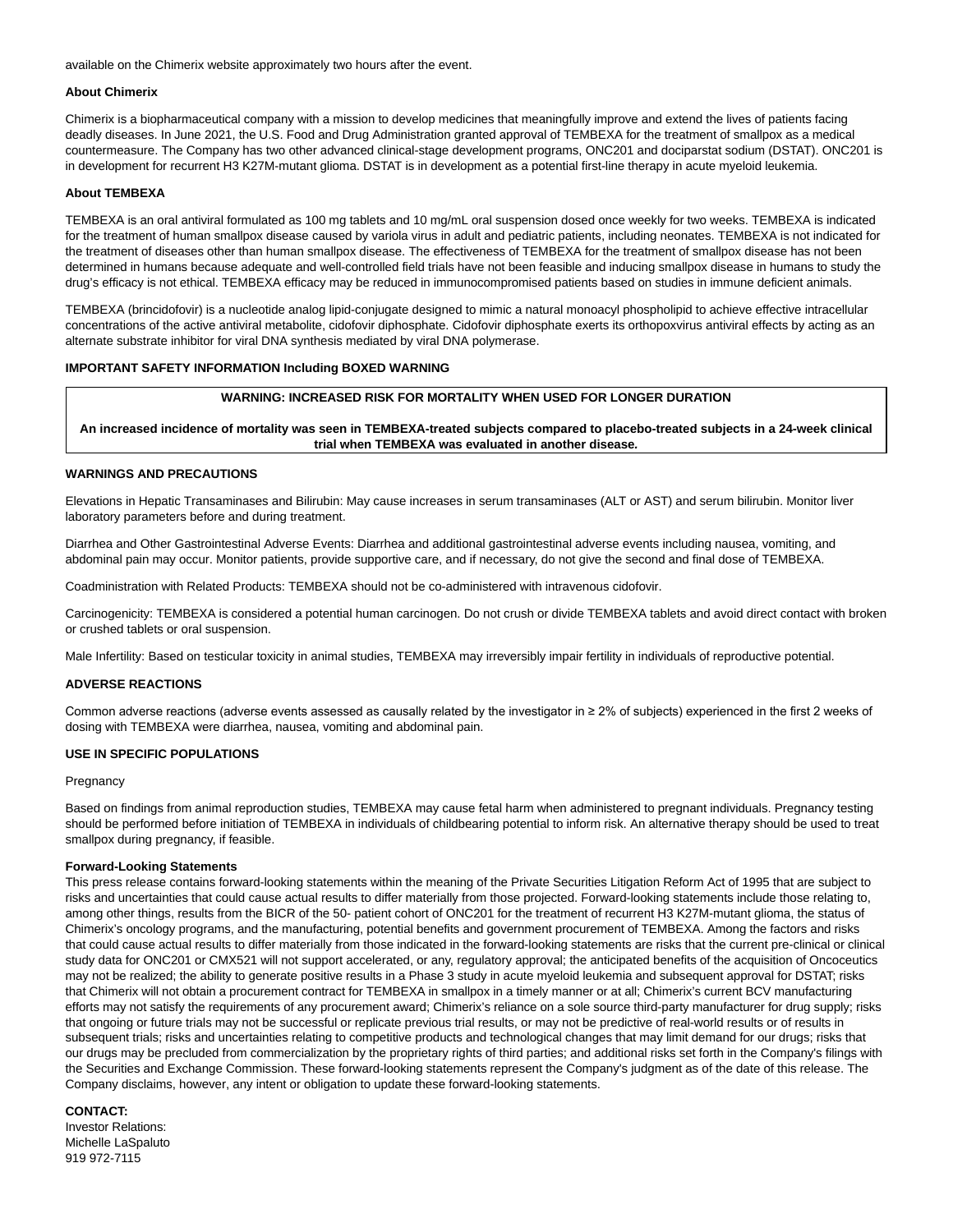available on the Chimerix website approximately two hours after the event.

**About Chimerix**

Chimerix is a biopharmaceutical company with a mission to develop medicines that meaningfully improve and extend the lives of patients facing deadly diseases. In June 2021, the U.S. Food and Drug Administration granted approval of TEMBEXA for the treatment of smallpox as a medical countermeasure. The Company has two other advanced clinical-stage development programs, ONC201 and dociparstat sodium (DSTAT). ONC201 is in development for recurrent H3 K27M-mutant glioma. DSTAT is in development as a potential first-line therapy in acute myeloid leukemia.

**About TEMBEXA**

TEMBEXA is an oral antiviral formulated as 100 mg tablets and 10 mg/mL oral suspension dosed once weekly for two weeks. TEMBEXA is indicated for the treatment of human smallpox disease caused by variola virus in adult and pediatric patients, including neonates. TEMBEXA is not indicated for the treatment of diseases other than human smallpox disease. The effectiveness of TEMBEXA for the treatment of smallpox disease has not been determined in humans because adequate and well-controlled field trials have not been feasible and inducing smallpox disease in humans to study the drug's efficacy is not ethical. TEMBEXA efficacy may be reduced in immunocompromised patients based on studies in immune deficient animals.

TEMBEXA (brincidofovir) is a nucleotide analog lipid-conjugate designed to mimic a natural monoacyl phospholipid to achieve effective intracellular concentrations of the active antiviral metabolite, cidofovir diphosphate. Cidofovir diphosphate exerts its orthopoxvirus antiviral effects by acting as an alternate substrate inhibitor for viral DNA synthesis mediated by viral DNA polymerase.

**IMPORTANT SAFETY INFORMATION Including BOXED WARNING**

**WARNING: INCREASED RISK FOR MORTALITY WHEN USED FOR LONGER DURATION**

**An increased incidence of mortality was seen in TEMBEXA-treated subjects compared to placebo-treated subjects in a 24-week clinical trial when TEMBEXA was evaluated in another disease.**

**WARNINGS AND PRECAUTIONS**

Elevations in Hepatic Transaminases and Bilirubin: May cause increases in serum transaminases (ALT or AST) and serum bilirubin. Monitor liver laboratory parameters before and during treatment.

Diarrhea and Other Gastrointestinal Adverse Events: Diarrhea and additional gastrointestinal adverse events including nausea, vomiting, and abdominal pain may occur. Monitor patients, provide supportive care, and if necessary, do not give the second and final dose of TEMBEXA.

Coadministration with Related Products: TEMBEXA should not be co-administered with intravenous cidofovir.

Carcinogenicity: TEMBEXA is considered a potential human carcinogen. Do not crush or divide TEMBEXA tablets and avoid direct contact with broken or crushed tablets or oral suspension.

Male Infertility: Based on testicular toxicity in animal studies, TEMBEXA may irreversibly impair fertility in individuals of reproductive potential.

**ADVERSE REACTIONS**

Common adverse reactions (adverse events assessed as causally related by the investigator in ≥ 2% of subjects) experienced in the first 2 weeks of dosing with TEMBEXA were diarrhea, nausea, vomiting and abdominal pain.

**USE IN SPECIFIC POPULATIONS**

Pregnancy

Based on findings from animal reproduction studies, TEMBEXA may cause fetal harm when administered to pregnant individuals. Pregnancy testing should be performed before initiation of TEMBEXA in individuals of childbearing potential to inform risk. An alternative therapy should be used to treat smallpox during pregnancy, if feasible.

**Forward-Looking Statements**

This press release contains forward-looking statements within the meaning of the Private Securities Litigation Reform Act of 1995 that are subject to risks and uncertainties that could cause actual results to differ materially from those projected. Forward-looking statements include those relating to, among other things, results from the BICR of the 50- patient cohort of ONC201 for the treatment of recurrent H3 K27M-mutant glioma, the status of Chimerix's oncology programs, and the manufacturing, potential benefits and government procurement of TEMBEXA. Among the factors and risks that could cause actual results to differ materially from those indicated in the forward-looking statements are risks that the current pre-clinical or clinical study data for ONC201 or CMX521 will not support accelerated, or any, regulatory approval; the anticipated benefits of the acquisition of Oncoceutics may not be realized; the ability to generate positive results in a Phase 3 study in acute myeloid leukemia and subsequent approval for DSTAT; risks that Chimerix will not obtain a procurement contract for TEMBEXA in smallpox in a timely manner or at all; Chimerix's current BCV manufacturing efforts may not satisfy the requirements of any procurement award; Chimerix's reliance on a sole source third-party manufacturer for drug supply; risks that ongoing or future trials may not be successful or replicate previous trial results, or may not be predictive of real-world results or of results in subsequent trials; risks and uncertainties relating to competitive products and technological changes that may limit demand for our drugs; risks that our drugs may be precluded from commercialization by the proprietary rights of third parties; and additional risks set forth in the Company's filings with the Securities and Exchange Commission. These forward-looking statements represent the Company's judgment as of the date of this release. The Company disclaims, however, any intent or obligation to update these forward-looking statements.

**CONTACT:**
Investor Relations:
Michelle LaSpaluto
919 972-7115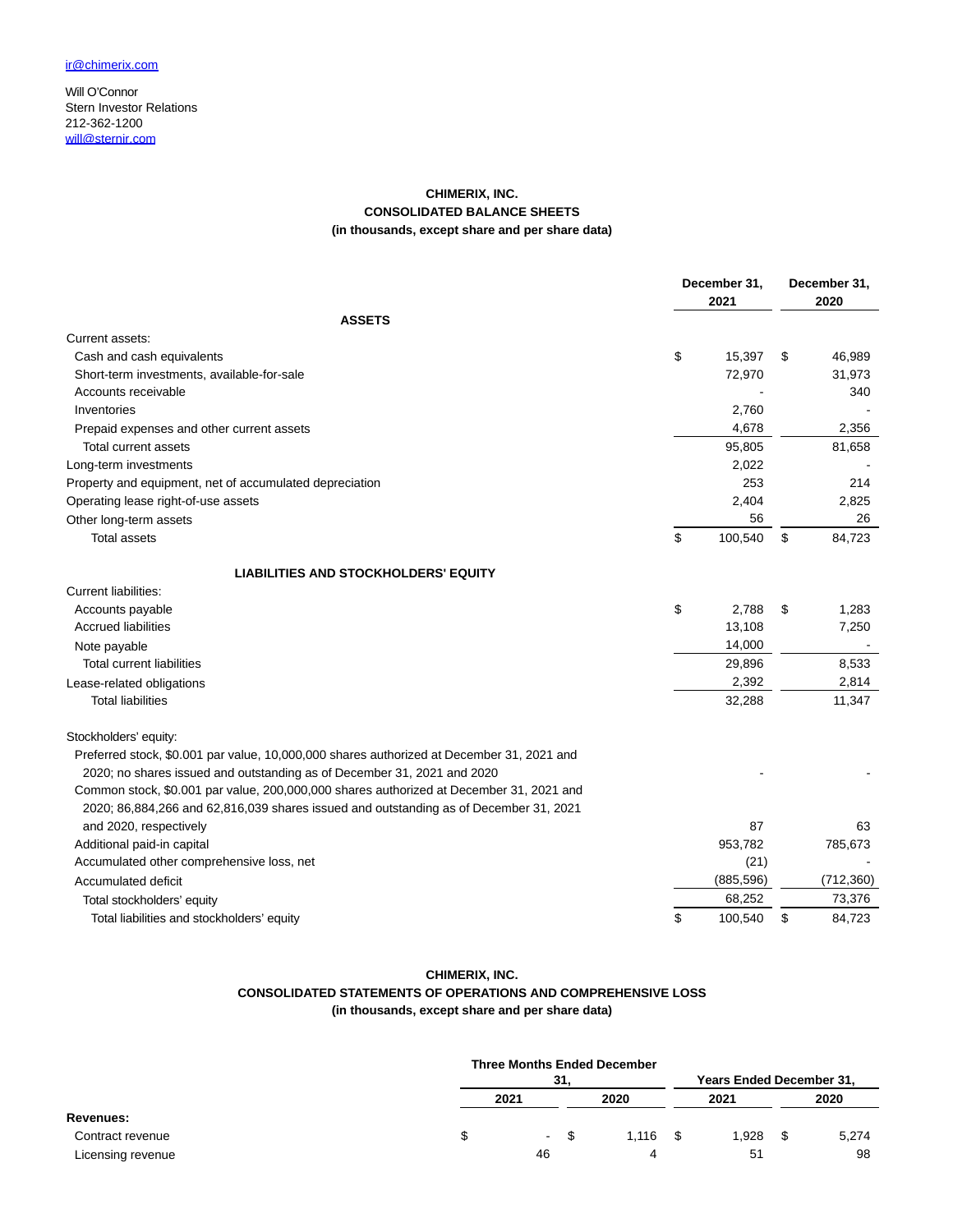ir@chimerix.com

Will O'Connor
Stern Investor Relations
212-362-1200
will@sternir.com

**CHIMERIX, INC.**
**CONSOLIDATED BALANCE SHEETS**
**(in thousands, except share and per share data)**

| | December 31, 2021 | December 31, 2020 |
|---|---|---|
| **ASSETS** | | |
| Current assets: | | |
| Cash and cash equivalents | $ 15,397 | $ 46,989 |
| Short-term investments, available-for-sale | 72,970 | 31,973 |
| Accounts receivable | - | 340 |
| Inventories | 2,760 | - |
| Prepaid expenses and other current assets | 4,678 | 2,356 |
| Total current assets | 95,805 | 81,658 |
| Long-term investments | 2,022 | - |
| Property and equipment, net of accumulated depreciation | 253 | 214 |
| Operating lease right-of-use assets | 2,404 | 2,825 |
| Other long-term assets | 56 | 26 |
| Total assets | $ 100,540 | $ 84,723 |
| **LIABILITIES AND STOCKHOLDERS' EQUITY** | | |
| Current liabilities: | | |
| Accounts payable | $ 2,788 | $ 1,283 |
| Accrued liabilities | 13,108 | 7,250 |
| Note payable | 14,000 | - |
| Total current liabilities | 29,896 | 8,533 |
| Lease-related obligations | 2,392 | 2,814 |
| Total liabilities | 32,288 | 11,347 |
| Stockholders' equity: | | |
| Preferred stock, $0.001 par value, 10,000,000 shares authorized at December 31, 2021 and 2020; no shares issued and outstanding as of December 31, 2021 and 2020 | - | - |
| Common stock, $0.001 par value, 200,000,000 shares authorized at December 31, 2021 and 2020; 86,884,266 and 62,816,039 shares issued and outstanding as of December 31, 2021 and 2020, respectively | 87 | 63 |
| Additional paid-in capital | 953,782 | 785,673 |
| Accumulated other comprehensive loss, net | (21) | - |
| Accumulated deficit | (885,596) | (712,360) |
| Total stockholders' equity | 68,252 | 73,376 |
| Total liabilities and stockholders' equity | $ 100,540 | $ 84,723 |

**CHIMERIX, INC.**
**CONSOLIDATED STATEMENTS OF OPERATIONS AND COMPREHENSIVE LOSS**
**(in thousands, except share and per share data)**

| | Three Months Ended December 31, | | Years Ended December 31, | |
|---|---|---|---|---|
| | 2021 | 2020 | 2021 | 2020 |
| **Revenues:** | | | | |
| Contract revenue | $ - | $ 1,116 | $ 1,928 | $ 5,274 |
| Licensing revenue | 46 | 4 | 51 | 98 |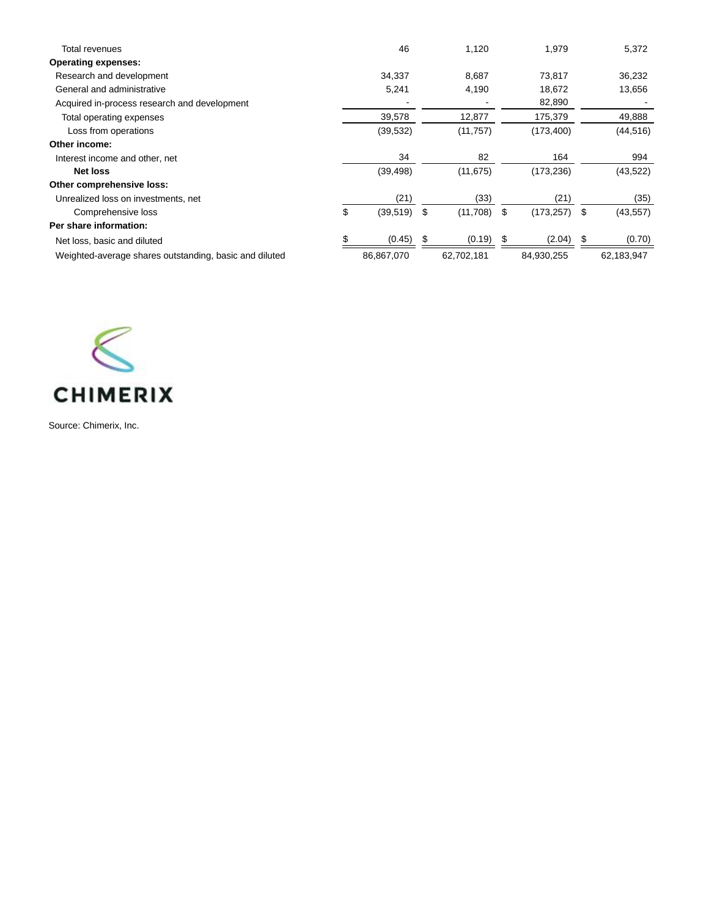| | | | | |
|---|---|---|---|---|
| Total revenues | 46 | 1,120 | 1,979 | 5,372 |
| **Operating expenses:** | | | | |
| Research and development | 34,337 | 8,687 | 73,817 | 36,232 |
| General and administrative | 5,241 | 4,190 | 18,672 | 13,656 |
| Acquired in-process research and development | - | - | 82,890 | - |
| Total operating expenses | 39,578 | 12,877 | 175,379 | 49,888 |
| Loss from operations | (39,532) | (11,757) | (173,400) | (44,516) |
| **Other income:** | | | | |
| Interest income and other, net | 34 | 82 | 164 | 994 |
| **Net loss** | (39,498) | (11,675) | (173,236) | (43,522) |
| **Other comprehensive loss:** | | | | |
| Unrealized loss on investments, net | (21) | (33) | (21) | (35) |
| Comprehensive loss | $ (39,519) | $ (11,708) | $ (173,257) | $ (43,557) |
| **Per share information:** | | | | |
| Net loss, basic and diluted | $ (0.45) | $ (0.19) | $ (2.04) | $ (0.70) |
| Weighted-average shares outstanding, basic and diluted | 86,867,070 | 62,702,181 | 84,930,255 | 62,183,947 |

CHIMERIX

Source: Chimerix, Inc.